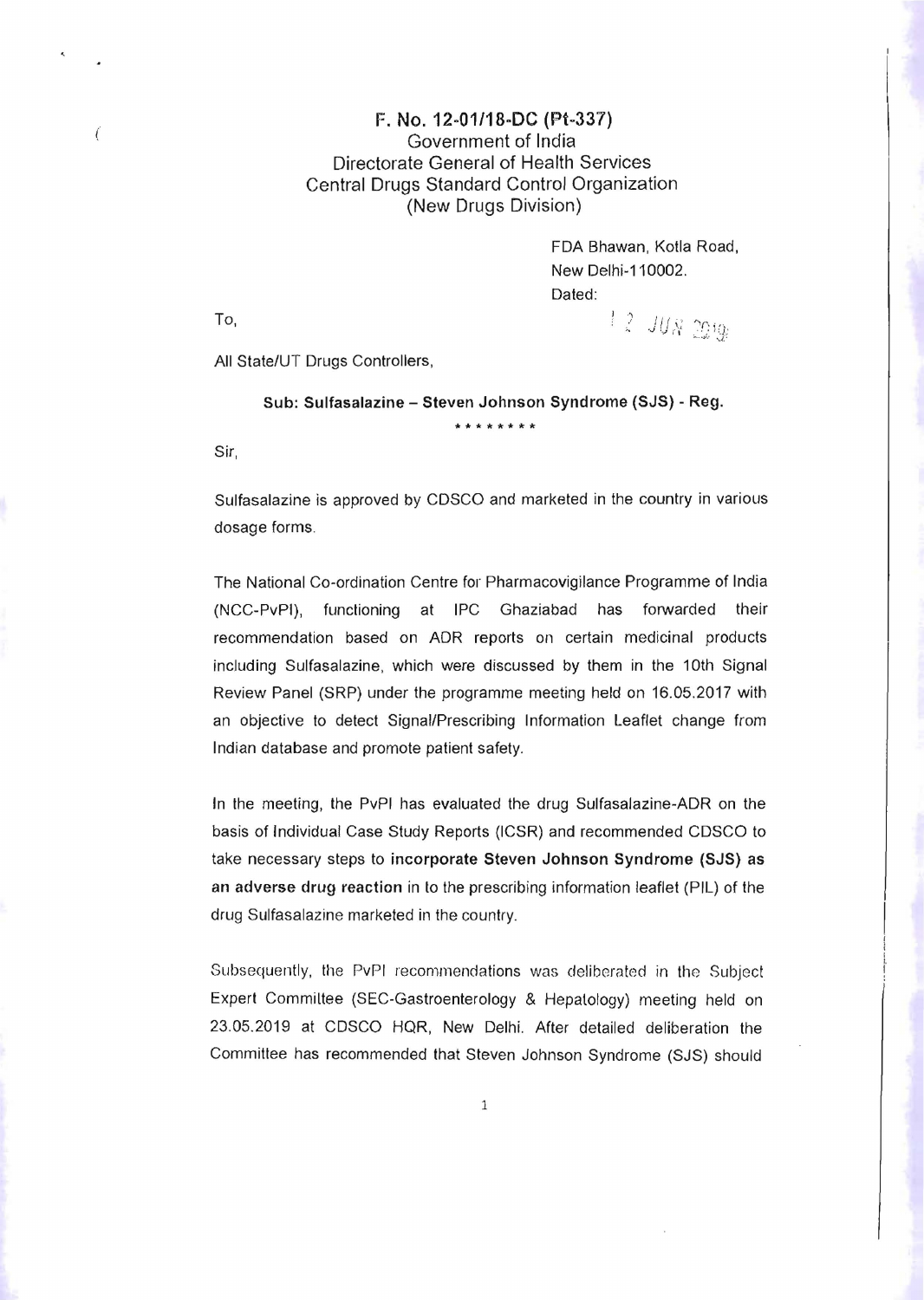**F. No. 12-01/18-DC (Pt-337)**
Government of India
Directorate General of Health Services
Central Drugs Standard Control Organization
(New Drugs Division)

FDA Bhawan, Kotla Road,
New Delhi-110002.
Dated: 12 JUN 2019

To,

All State/UT Drugs Controllers,

**Sub: Sulfasalazine – Steven Johnson Syndrome (SJS) - Reg.**

\*\*\*\*\*\*\*\*

Sir,

Sulfasalazine is approved by CDSCO and marketed in the country in various dosage forms.

The National Co-ordination Centre for Pharmacovigilance Programme of India (NCC-PvPI), functioning at IPC Ghaziabad has forwarded their recommendation based on ADR reports on certain medicinal products including Sulfasalazine, which were discussed by them in the 10th Signal Review Panel (SRP) under the programme meeting held on 16.05.2017 with an objective to detect Signal/Prescribing Information Leaflet change from Indian database and promote patient safety.

In the meeting, the PvPI has evaluated the drug Sulfasalazine-ADR on the basis of Individual Case Study Reports (ICSR) and recommended CDSCO to take necessary steps to **incorporate Steven Johnson Syndrome (SJS) as an adverse drug reaction** in to the prescribing information leaflet (PIL) of the drug Sulfasalazine marketed in the country.

Subsequently, the PvPI recommendations was deliberated in the Subject Expert Committee (SEC-Gastroenterology & Hepatology) meeting held on 23.05.2019 at CDSCO HQR, New Delhi. After detailed deliberation the Committee has recommended that Steven Johnson Syndrome (SJS) should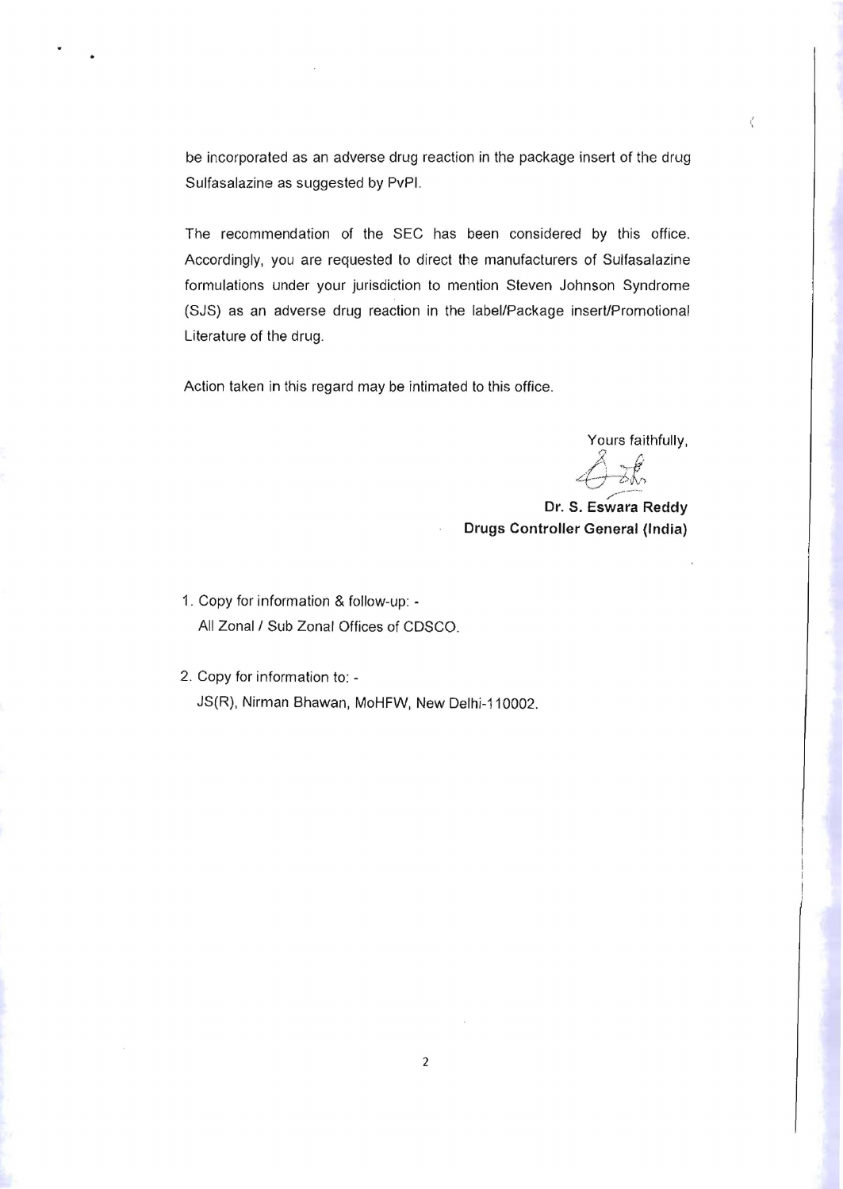be incorporated as an adverse drug reaction in the package insert of the drug Sulfasalazine as suggested by PvPI.

The recommendation of the SEC has been considered by this office. Accordingly, you are requested to direct the manufacturers of Sulfasalazine formulations under your jurisdiction to mention Steven Johnson Syndrome (SJS) as an adverse drug reaction in the label/Package insert/Promotional Literature of the drug.

Action taken in this regard may be intimated to this office.

Yours faithfully,

**Dr. S. Eswara Reddy**
**Drugs Controller General (India)**

1. Copy for information & follow-up: -
   All Zonal / Sub Zonal Offices of CDSCO.

2. Copy for information to: -
   JS(R), Nirman Bhawan, MoHFW, New Delhi-110002.